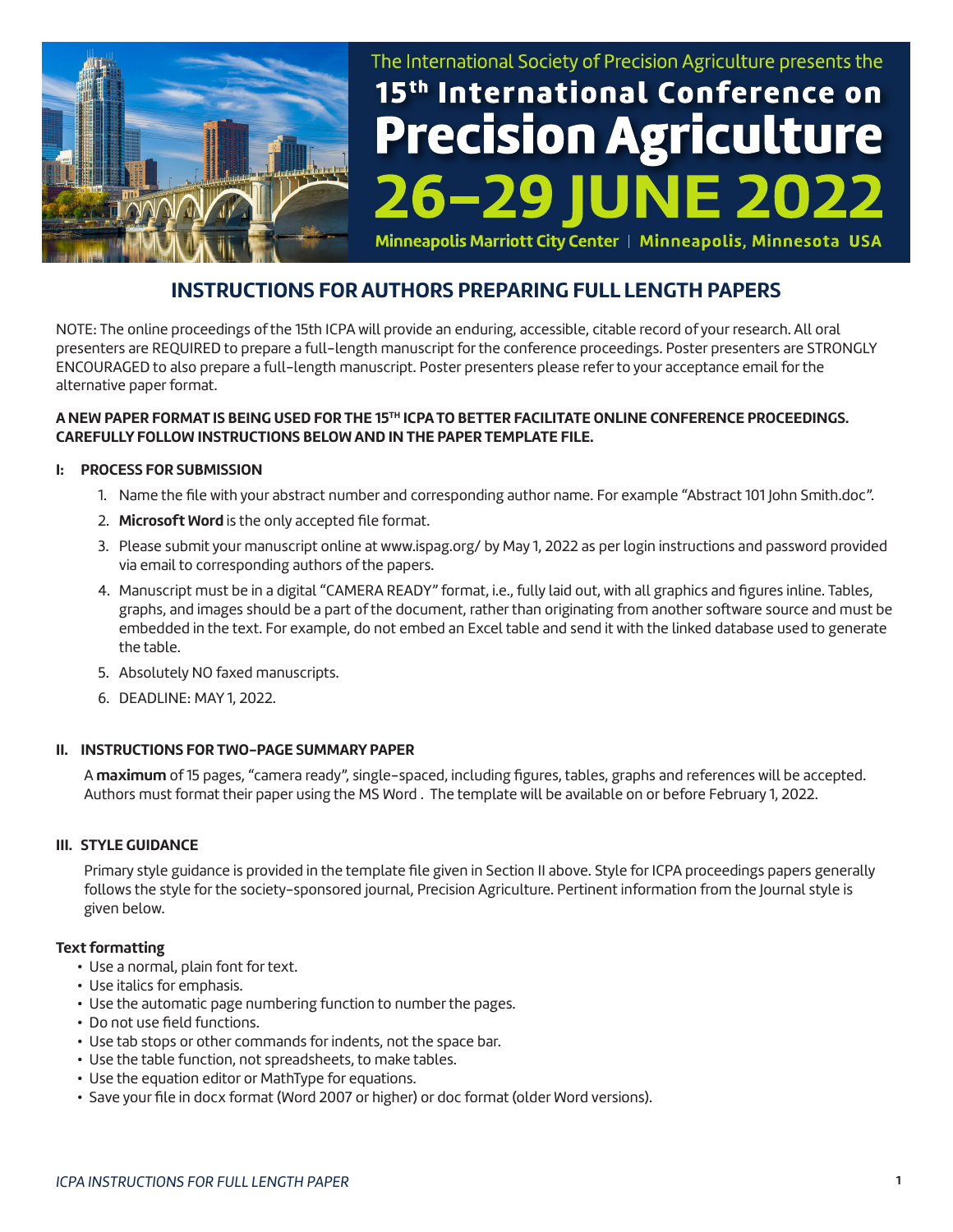The International Society of Precision Agriculture presents the

# 15th International Conference on Precision Agriculture

## 26–29 JUNE 2022

**Minneapolis Marriott City Center | Minneapolis, Minnesota USA**

## INSTRUCTIONS FOR AUTHORS PREPARING FULL LENGTH PAPERS

NOTE: The online proceedings of the 15th ICPA will provide an enduring, accessible, citable record of your research. All oral presenters are REQUIRED to prepare a full-length manuscript for the conference proceedings. Poster presenters are STRONGLY ENCOURAGED to also prepare a full-length manuscript. Poster presenters please refer to your acceptance email for the alternative paper format.

**A NEW PAPER FORMAT IS BEING USED FOR THE 15TH ICPA TO BETTER FACILITATE ONLINE CONFERENCE PROCEEDINGS. CAREFULLY FOLLOW INSTRUCTIONS BELOW AND IN THE PAPER TEMPLATE FILE.**

### I: PROCESS FOR SUBMISSION

1. Name the file with your abstract number and corresponding author name. For example "Abstract 101 John Smith.doc".
2. **Microsoft Word** is the only accepted file format.
3. Please submit your manuscript online at www.ispag.org/ by May 1, 2022 as per login instructions and password provided via email to corresponding authors of the papers.
4. Manuscript must be in a digital "CAMERA READY" format, i.e., fully laid out, with all graphics and figures inline. Tables, graphs, and images should be a part of the document, rather than originating from another software source and must be embedded in the text. For example, do not embed an Excel table and send it with the linked database used to generate the table.
5. Absolutely NO faxed manuscripts.
6. DEADLINE: MAY 1, 2022.

### II. INSTRUCTIONS FOR TWO-PAGE SUMMARY PAPER

A **maximum** of 15 pages, "camera ready", single-spaced, including figures, tables, graphs and references will be accepted. Authors must format their paper using the MS Word . The template will be available on or before February 1, 2022.

### III. STYLE GUIDANCE

Primary style guidance is provided in the template file given in Section II above. Style for ICPA proceedings papers generally follows the style for the society-sponsored journal, Precision Agriculture. Pertinent information from the Journal style is given below.

**Text formatting**

- Use a normal, plain font for text.
- Use italics for emphasis.
- Use the automatic page numbering function to number the pages.
- Do not use field functions.
- Use tab stops or other commands for indents, not the space bar.
- Use the table function, not spreadsheets, to make tables.
- Use the equation editor or MathType for equations.
- Save your file in docx format (Word 2007 or higher) or doc format (older Word versions).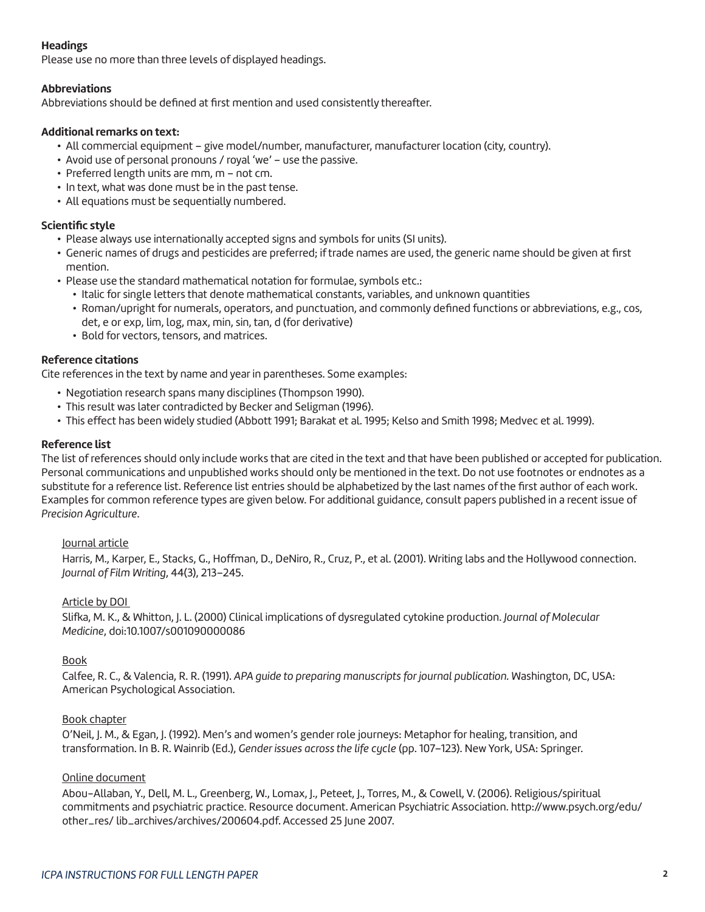**Headings**
Please use no more than three levels of displayed headings.

**Abbreviations**
Abbreviations should be defined at first mention and used consistently thereafter.

**Additional remarks on text:**

- All commercial equipment – give model/number, manufacturer, manufacturer location (city, country).
- Avoid use of personal pronouns / royal 'we' – use the passive.
- Preferred length units are mm, m – not cm.
- In text, what was done must be in the past tense.
- All equations must be sequentially numbered.

**Scientific style**

- Please always use internationally accepted signs and symbols for units (SI units).
- Generic names of drugs and pesticides are preferred; if trade names are used, the generic name should be given at first mention.
- Please use the standard mathematical notation for formulae, symbols etc.:
  - Italic for single letters that denote mathematical constants, variables, and unknown quantities
  - Roman/upright for numerals, operators, and punctuation, and commonly defined functions or abbreviations, e.g., cos, det, e or exp, lim, log, max, min, sin, tan, d (for derivative)
  - Bold for vectors, tensors, and matrices.

**Reference citations**
Cite references in the text by name and year in parentheses. Some examples:

- Negotiation research spans many disciplines (Thompson 1990).
- This result was later contradicted by Becker and Seligman (1996).
- This effect has been widely studied (Abbott 1991; Barakat et al. 1995; Kelso and Smith 1998; Medvec et al. 1999).

**Reference list**
The list of references should only include works that are cited in the text and that have been published or accepted for publication. Personal communications and unpublished works should only be mentioned in the text. Do not use footnotes or endnotes as a substitute for a reference list. Reference list entries should be alphabetized by the last names of the first author of each work. Examples for common reference types are given below. For additional guidance, consult papers published in a recent issue of *Precision Agriculture*.

<u>Journal article</u>

Harris, M., Karper, E., Stacks, G., Hoffman, D., DeNiro, R., Cruz, P., et al. (2001). Writing labs and the Hollywood connection. *Journal of Film Writing*, 44(3), 213–245.

<u>Article by DOI</u>

Slifka, M. K., & Whitton, J. L. (2000) Clinical implications of dysregulated cytokine production. *Journal of Molecular Medicine*, doi:10.1007/s001090000086

<u>Book</u>

Calfee, R. C., & Valencia, R. R. (1991). *APA guide to preparing manuscripts for journal publication.* Washington, DC, USA: American Psychological Association.

<u>Book chapter</u>

O'Neil, J. M., & Egan, J. (1992). Men's and women's gender role journeys: Metaphor for healing, transition, and transformation. In B. R. Wainrib (Ed.), *Gender issues across the life cycle* (pp. 107–123). New York, USA: Springer.

<u>Online document</u>

Abou-Allaban, Y., Dell, M. L., Greenberg, W., Lomax, J., Peteet, J., Torres, M., & Cowell, V. (2006). Religious/spiritual commitments and psychiatric practice. Resource document. American Psychiatric Association. http://www.psych.org/edu/other_res/ lib_archives/archives/200604.pdf. Accessed 25 June 2007.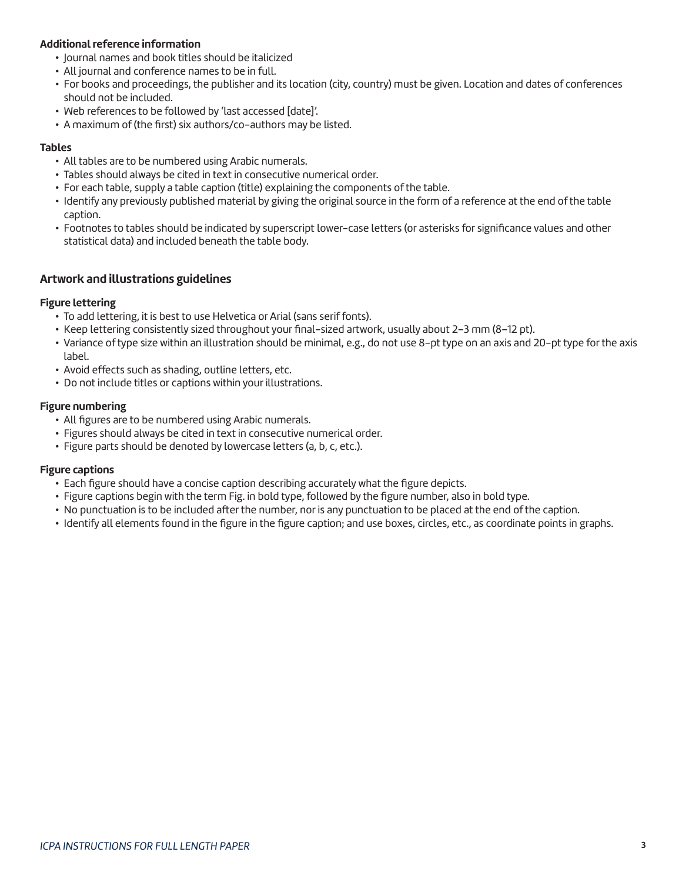**Additional reference information**

- Journal names and book titles should be italicized
- All journal and conference names to be in full.
- For books and proceedings, the publisher and its location (city, country) must be given. Location and dates of conferences should not be included.
- Web references to be followed by 'last accessed [date]'.
- A maximum of (the first) six authors/co-authors may be listed.

**Tables**

- All tables are to be numbered using Arabic numerals.
- Tables should always be cited in text in consecutive numerical order.
- For each table, supply a table caption (title) explaining the components of the table.
- Identify any previously published material by giving the original source in the form of a reference at the end of the table caption.
- Footnotes to tables should be indicated by superscript lower-case letters (or asterisks for significance values and other statistical data) and included beneath the table body.

## Artwork and illustrations guidelines

**Figure lettering**

- To add lettering, it is best to use Helvetica or Arial (sans serif fonts).
- Keep lettering consistently sized throughout your final-sized artwork, usually about 2–3 mm (8–12 pt).
- Variance of type size within an illustration should be minimal, e.g., do not use 8-pt type on an axis and 20-pt type for the axis label.
- Avoid effects such as shading, outline letters, etc.
- Do not include titles or captions within your illustrations.

**Figure numbering**

- All figures are to be numbered using Arabic numerals.
- Figures should always be cited in text in consecutive numerical order.
- Figure parts should be denoted by lowercase letters (a, b, c, etc.).

**Figure captions**

- Each figure should have a concise caption describing accurately what the figure depicts.
- Figure captions begin with the term Fig. in bold type, followed by the figure number, also in bold type.
- No punctuation is to be included after the number, nor is any punctuation to be placed at the end of the caption.
- Identify all elements found in the figure in the figure caption; and use boxes, circles, etc., as coordinate points in graphs.